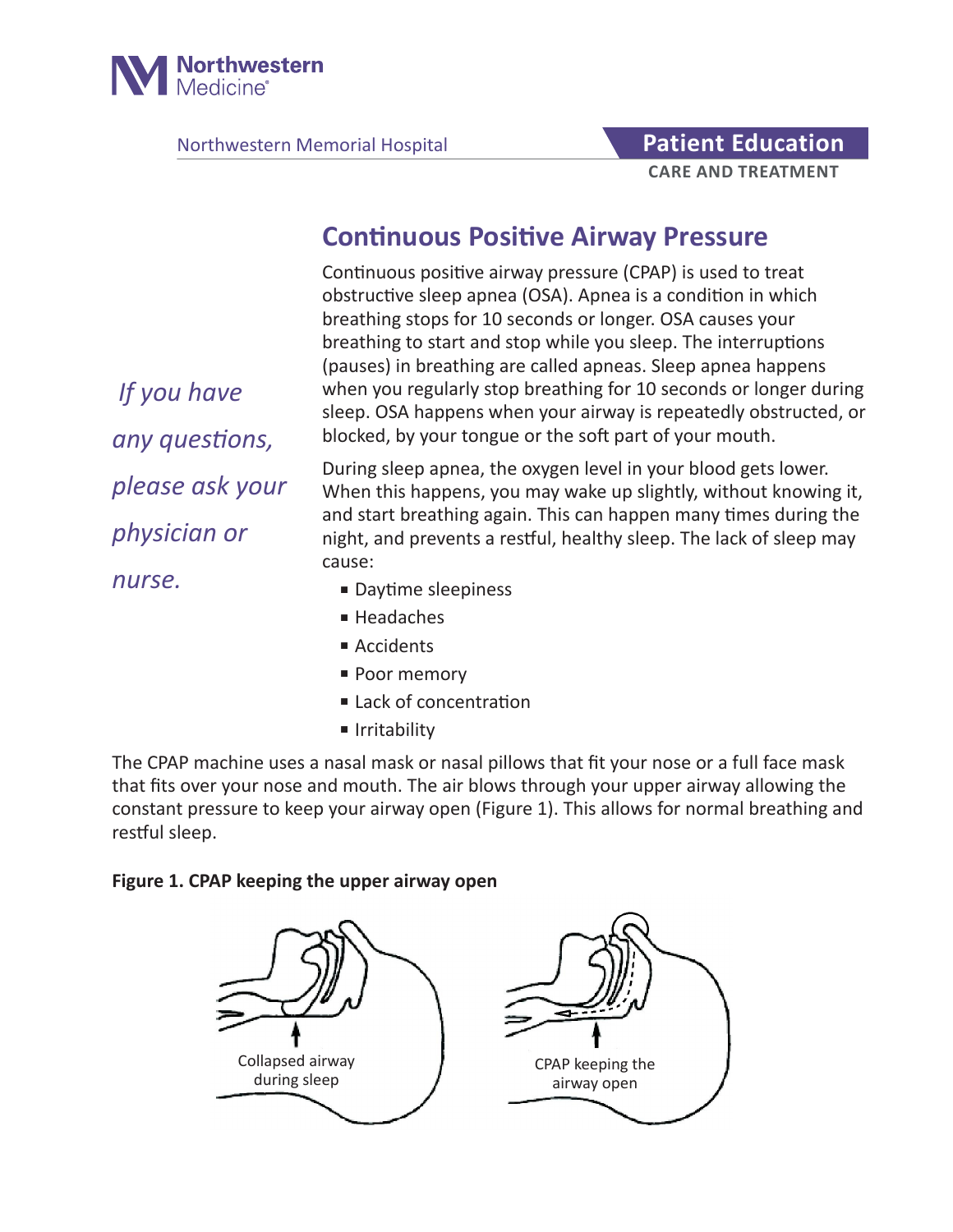Northwestern Medicine

Northwestern Memorial Hospital

**Patient Education**

**CARE AND TREATMENT**

# Continuous Positive Airway Pressure

*If you have any questions, please ask your physician or nurse.*

Continuous positive airway pressure (CPAP) is used to treat obstructive sleep apnea (OSA). Apnea is a condition in which breathing stops for 10 seconds or longer. OSA causes your breathing to start and stop while you sleep. The interruptions (pauses) in breathing are called apneas. Sleep apnea happens when you regularly stop breathing for 10 seconds or longer during sleep. OSA happens when your airway is repeatedly obstructed, or blocked, by your tongue or the soft part of your mouth.

During sleep apnea, the oxygen level in your blood gets lower. When this happens, you may wake up slightly, without knowing it, and start breathing again. This can happen many times during the night, and prevents a restful, healthy sleep. The lack of sleep may cause:

- Daytime sleepiness
- Headaches
- Accidents
- Poor memory
- Lack of concentration
- Irritability

The CPAP machine uses a nasal mask or nasal pillows that fit your nose or a full face mask that fits over your nose and mouth. The air blows through your upper airway allowing the constant pressure to keep your airway open (Figure 1). This allows for normal breathing and restful sleep.

**Figure 1. CPAP keeping the upper airway open**

Collapsed airway during sleep

CPAP keeping the airway open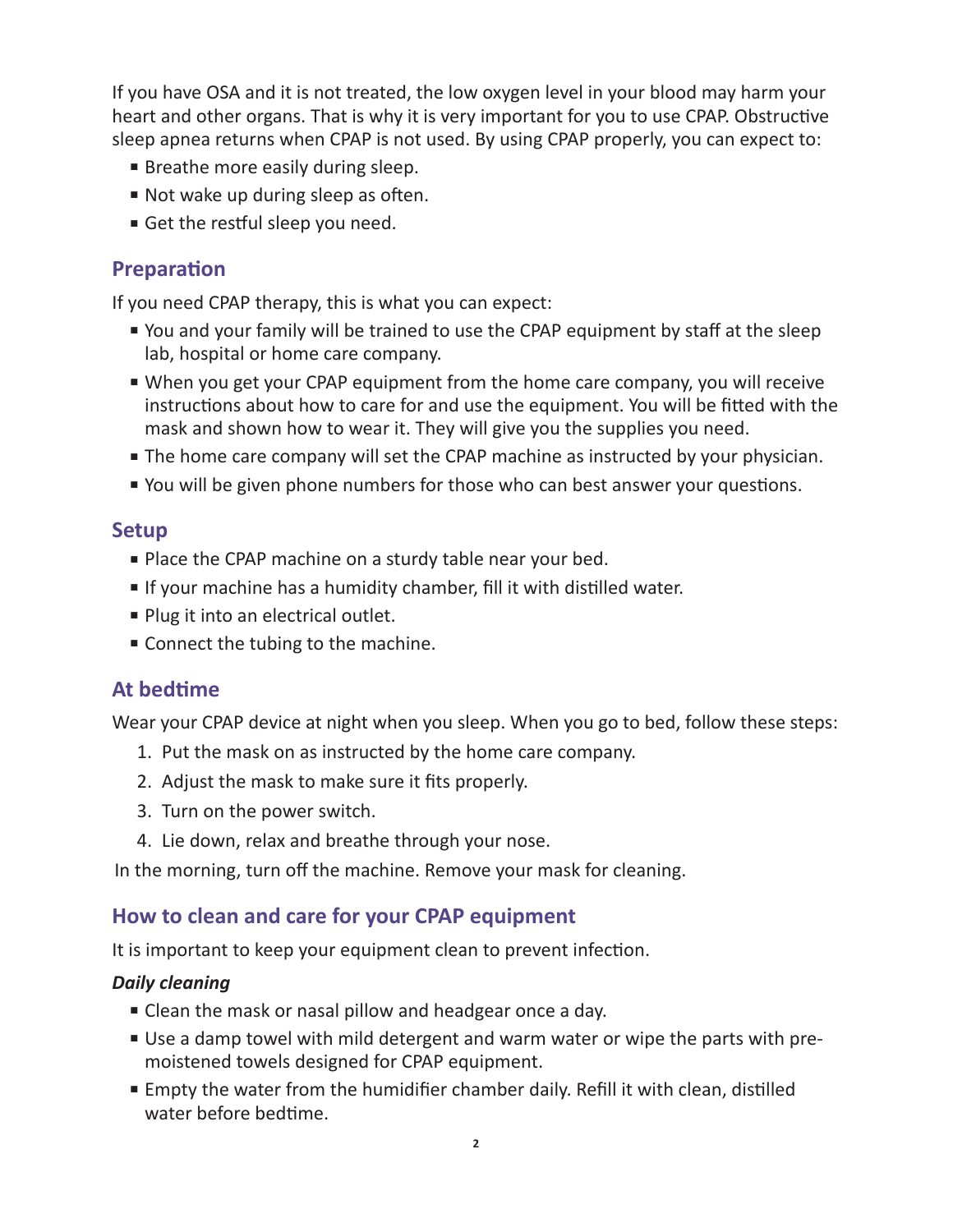If you have OSA and it is not treated, the low oxygen level in your blood may harm your heart and other organs. That is why it is very important for you to use CPAP. Obstructive sleep apnea returns when CPAP is not used. By using CPAP properly, you can expect to:

- Breathe more easily during sleep.
- Not wake up during sleep as often.
- Get the restful sleep you need.

## Preparation

If you need CPAP therapy, this is what you can expect:

- You and your family will be trained to use the CPAP equipment by staff at the sleep lab, hospital or home care company.
- When you get your CPAP equipment from the home care company, you will receive instructions about how to care for and use the equipment. You will be fitted with the mask and shown how to wear it. They will give you the supplies you need.
- The home care company will set the CPAP machine as instructed by your physician.
- You will be given phone numbers for those who can best answer your questions.

## Setup

- Place the CPAP machine on a sturdy table near your bed.
- If your machine has a humidity chamber, fill it with distilled water.
- Plug it into an electrical outlet.
- Connect the tubing to the machine.

## At bedtime

Wear your CPAP device at night when you sleep. When you go to bed, follow these steps:

1. Put the mask on as instructed by the home care company.
2. Adjust the mask to make sure it fits properly.
3. Turn on the power switch.
4. Lie down, relax and breathe through your nose.

In the morning, turn off the machine. Remove your mask for cleaning.

## How to clean and care for your CPAP equipment

It is important to keep your equipment clean to prevent infection.

### *Daily cleaning*

- Clean the mask or nasal pillow and headgear once a day.
- Use a damp towel with mild detergent and warm water or wipe the parts with pre-moistened towels designed for CPAP equipment.
- Empty the water from the humidifier chamber daily. Refill it with clean, distilled water before bedtime.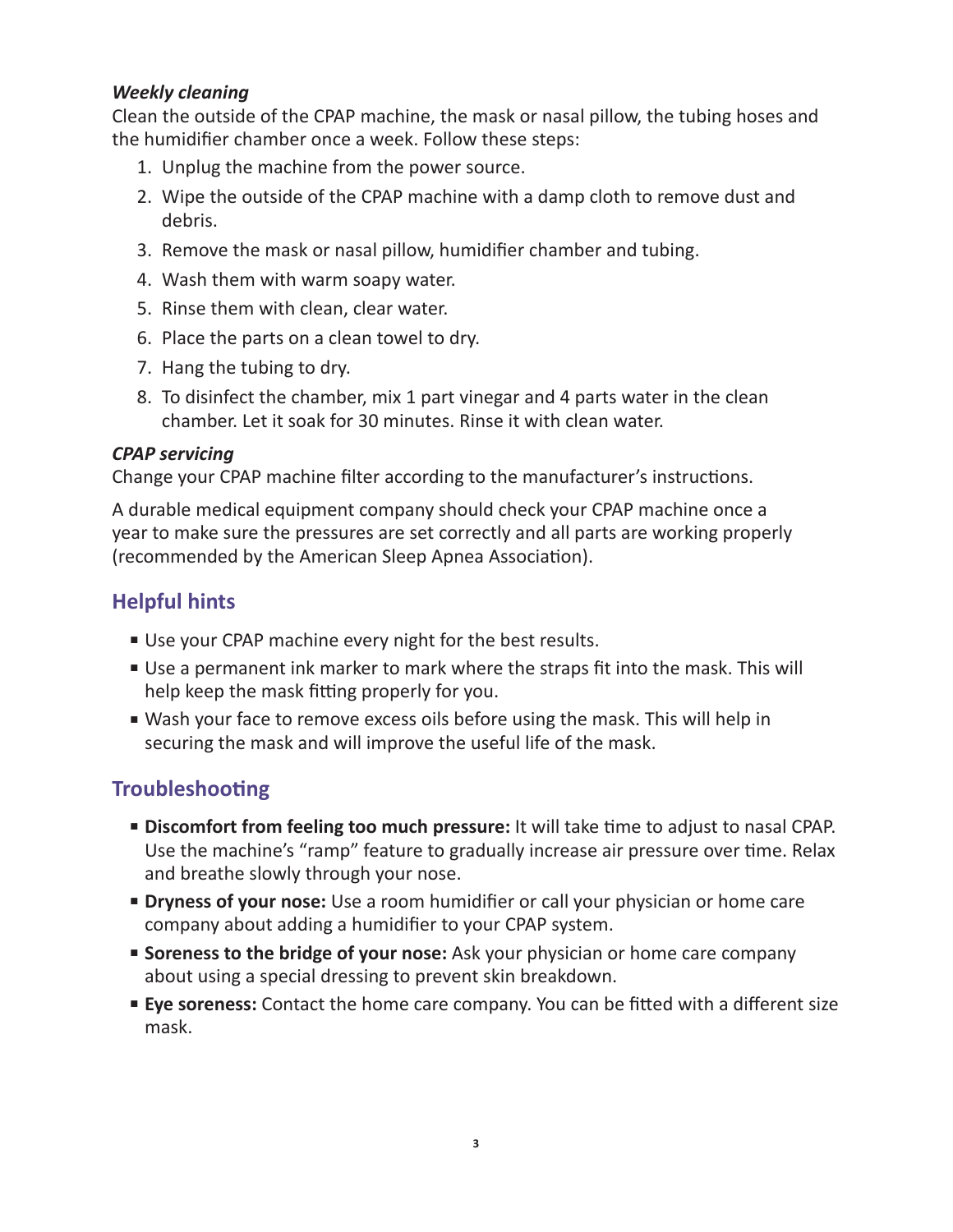***Weekly cleaning***

Clean the outside of the CPAP machine, the mask or nasal pillow, the tubing hoses and the humidifier chamber once a week. Follow these steps:

1. Unplug the machine from the power source.
2. Wipe the outside of the CPAP machine with a damp cloth to remove dust and debris.
3. Remove the mask or nasal pillow, humidifier chamber and tubing.
4. Wash them with warm soapy water.
5. Rinse them with clean, clear water.
6. Place the parts on a clean towel to dry.
7. Hang the tubing to dry.
8. To disinfect the chamber, mix 1 part vinegar and 4 parts water in the clean chamber. Let it soak for 30 minutes. Rinse it with clean water.

***CPAP servicing***

Change your CPAP machine filter according to the manufacturer's instructions.

A durable medical equipment company should check your CPAP machine once a year to make sure the pressures are set correctly and all parts are working properly (recommended by the American Sleep Apnea Association).

## Helpful hints

- Use your CPAP machine every night for the best results.
- Use a permanent ink marker to mark where the straps fit into the mask. This will help keep the mask fitting properly for you.
- Wash your face to remove excess oils before using the mask. This will help in securing the mask and will improve the useful life of the mask.

## Troubleshooting

- **Discomfort from feeling too much pressure:** It will take time to adjust to nasal CPAP. Use the machine's "ramp" feature to gradually increase air pressure over time. Relax and breathe slowly through your nose.
- **Dryness of your nose:** Use a room humidifier or call your physician or home care company about adding a humidifier to your CPAP system.
- **Soreness to the bridge of your nose:** Ask your physician or home care company about using a special dressing to prevent skin breakdown.
- **Eye soreness:** Contact the home care company. You can be fitted with a different size mask.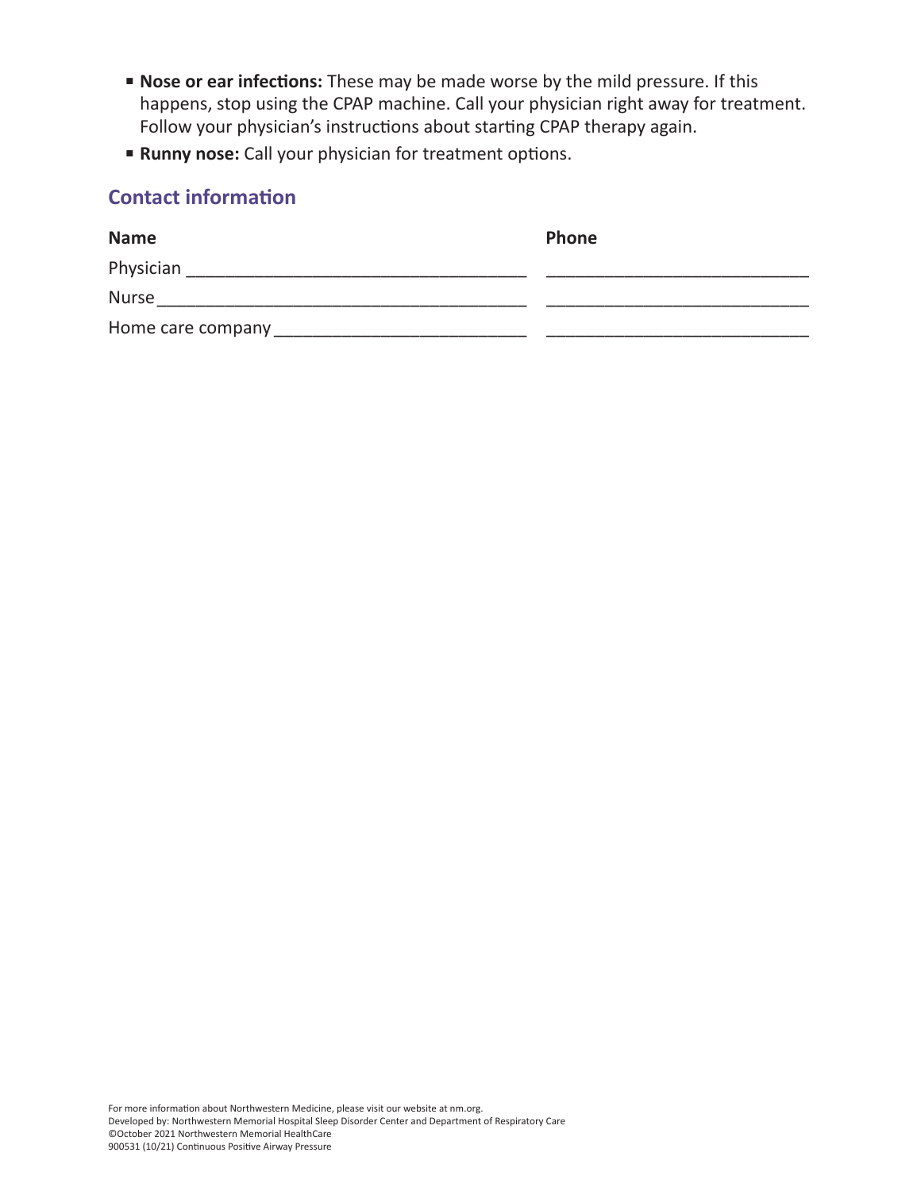- **Nose or ear infections:** These may be made worse by the mild pressure. If this happens, stop using the CPAP machine. Call your physician right away for treatment. Follow your physician's instructions about starting CPAP therapy again.
- **Runny nose:** Call your physician for treatment options.

## Contact information

| Name | Phone |
|---|---|
| Physician ___________________________________ | ___________________________ |
| Nurse _______________________________________ | ___________________________ |
| Home care company __________________________ | ___________________________ |

For more information about Northwestern Medicine, please visit our website at nm.org.
Developed by: Northwestern Memorial Hospital Sleep Disorder Center and Department of Respiratory Care
©October 2021 Northwestern Memorial HealthCare
900531 (10/21) Continuous Positive Airway Pressure